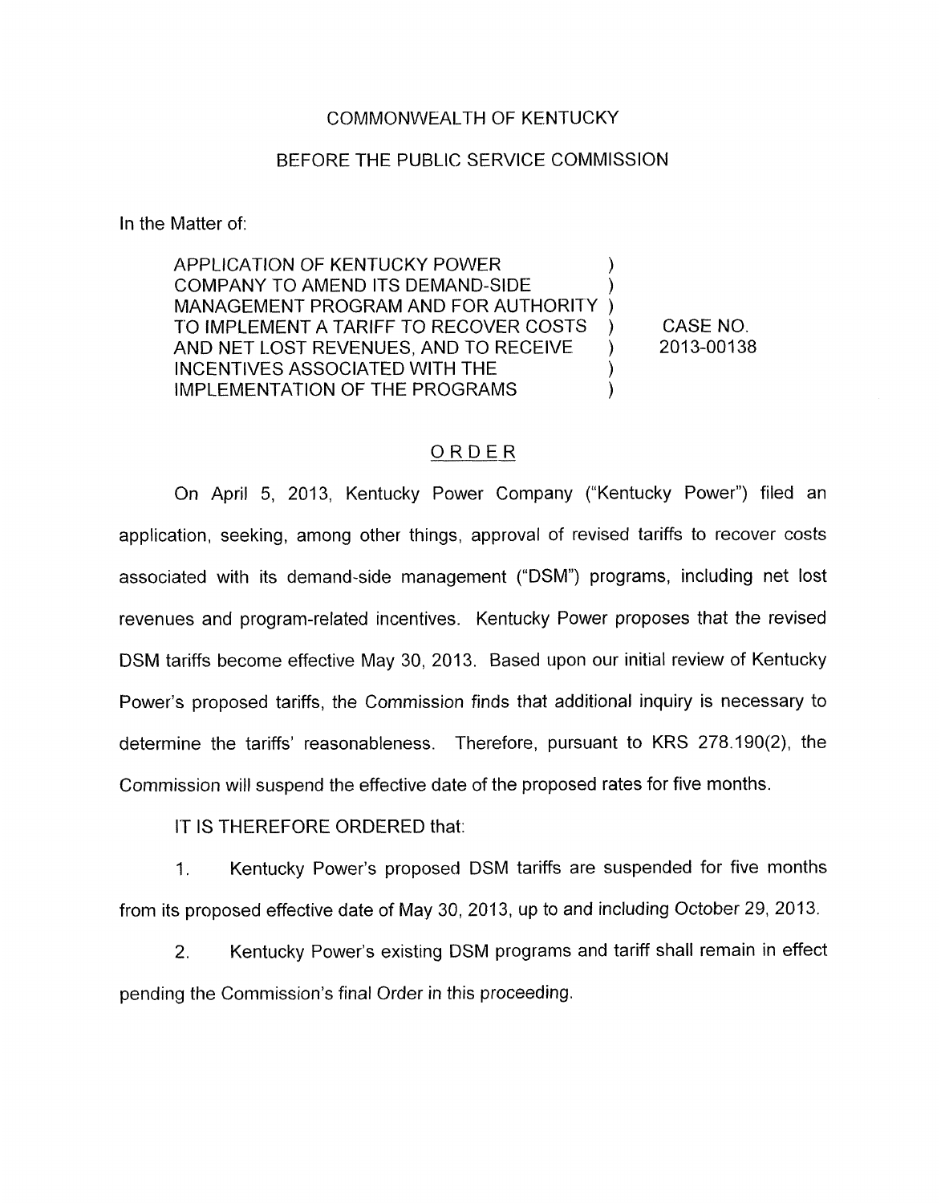COMMONWEALTH OF KENTUCKY

BEFORE THE PUBLIC SERVICE COMMISSION

In the Matter of:

| | | |
|---|---|---|
| APPLICATION OF KENTUCKY POWER COMPANY TO AMEND ITS DEMAND-SIDE MANAGEMENT PROGRAM AND FOR AUTHORITY TO IMPLEMENT A TARIFF TO RECOVER COSTS AND NET LOST REVENUES, AND TO RECEIVE INCENTIVES ASSOCIATED WITH THE IMPLEMENTATION OF THE PROGRAMS | ) | CASE NO. 2013-00138 |

## ORDER

On April 5, 2013, Kentucky Power Company ("Kentucky Power") filed an application, seeking, among other things, approval of revised tariffs to recover costs associated with its demand-side management ("DSM") programs, including net lost revenues and program-related incentives. Kentucky Power proposes that the revised DSM tariffs become effective May 30, 2013. Based upon our initial review of Kentucky Power's proposed tariffs, the Commission finds that additional inquiry is necessary to determine the tariffs' reasonableness. Therefore, pursuant to KRS 278.190(2), the Commission will suspend the effective date of the proposed rates for five months.

IT IS THEREFORE ORDERED that:

1. Kentucky Power's proposed DSM tariffs are suspended for five months from its proposed effective date of May 30, 2013, up to and including October 29, 2013.

2. Kentucky Power's existing DSM programs and tariff shall remain in effect pending the Commission's final Order in this proceeding.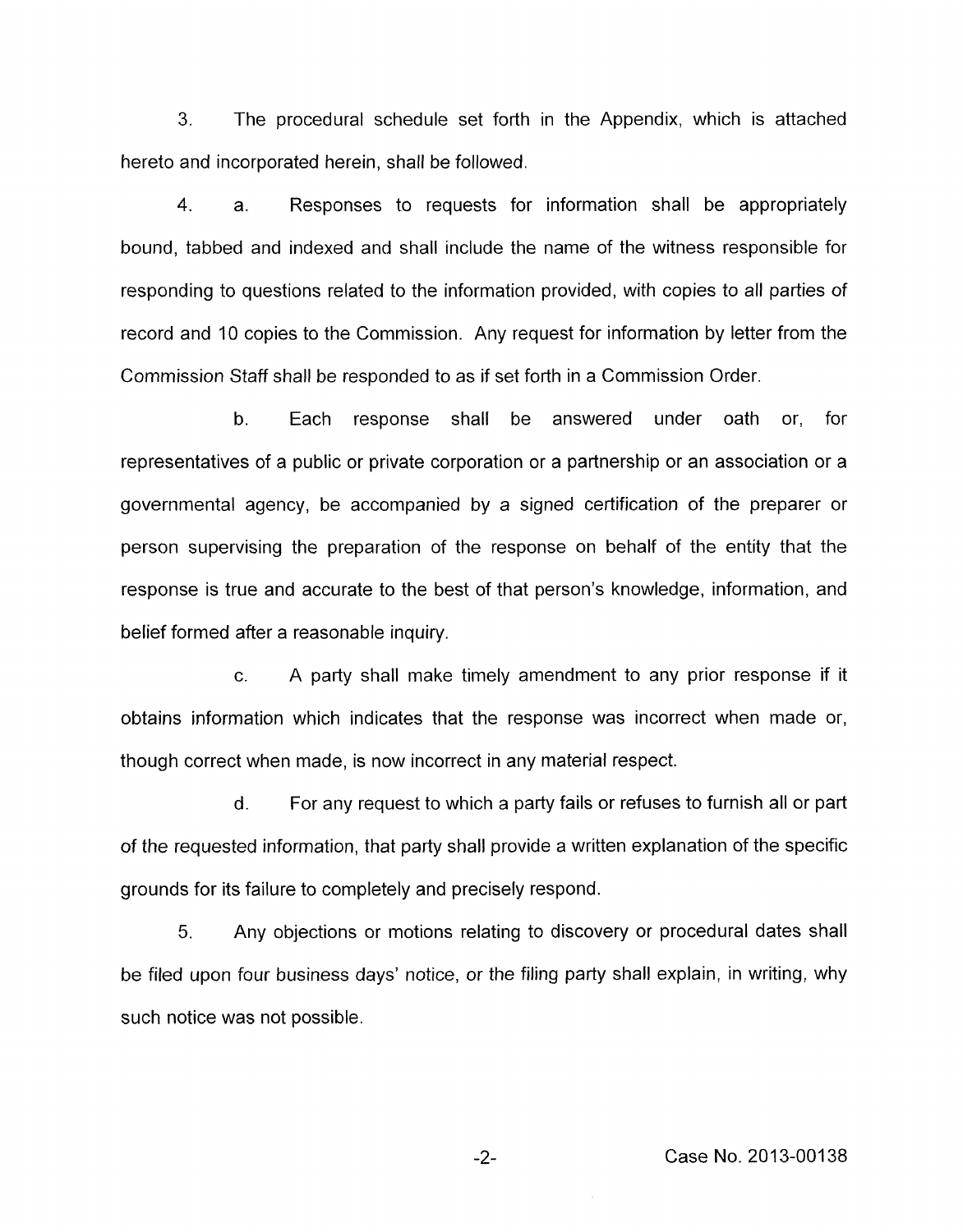3. The procedural schedule set forth in the Appendix, which is attached hereto and incorporated herein, shall be followed.

4. a. Responses to requests for information shall be appropriately bound, tabbed and indexed and shall include the name of the witness responsible for responding to questions related to the information provided, with copies to all parties of record and 10 copies to the Commission. Any request for information by letter from the Commission Staff shall be responded to as if set forth in a Commission Order.

b. Each response shall be answered under oath or, for representatives of a public or private corporation or a partnership or an association or a governmental agency, be accompanied by a signed certification of the preparer or person supervising the preparation of the response on behalf of the entity that the response is true and accurate to the best of that person's knowledge, information, and belief formed after a reasonable inquiry.

c. A party shall make timely amendment to any prior response if it obtains information which indicates that the response was incorrect when made or, though correct when made, is now incorrect in any material respect.

d. For any request to which a party fails or refuses to furnish all or part of the requested information, that party shall provide a written explanation of the specific grounds for its failure to completely and precisely respond.

5. Any objections or motions relating to discovery or procedural dates shall be filed upon four business days' notice, or the filing party shall explain, in writing, why such notice was not possible.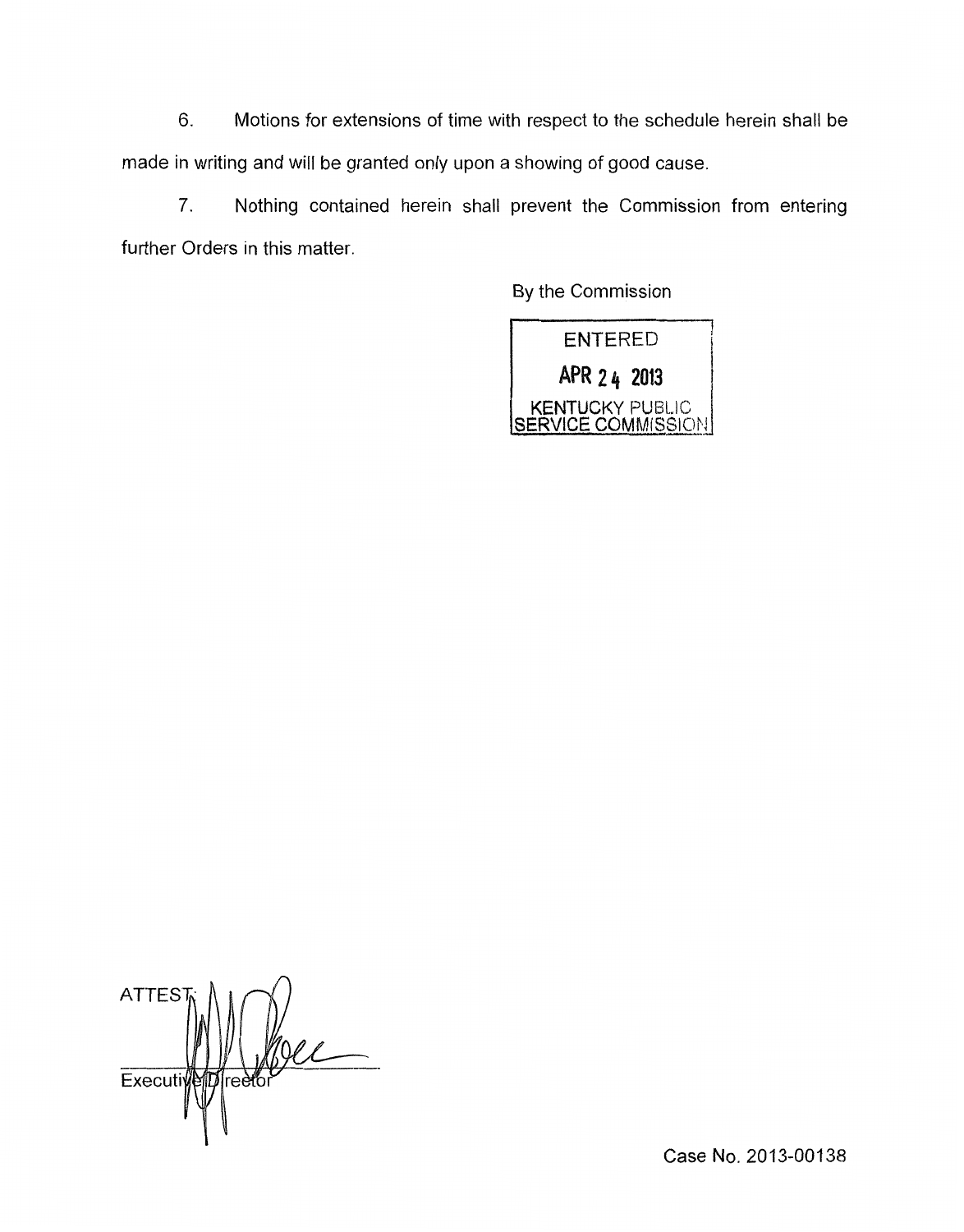6. Motions for extensions of time with respect to the schedule herein shall be made in writing and will be granted only upon a showing of good cause.

7. Nothing contained herein shall prevent the Commission from entering further Orders in this matter.

By the Commission

ENTERED
APR 24 2013
KENTUCKY PUBLIC SERVICE COMMISSION

ATTEST:

Executive Director

Case No. 2013-00138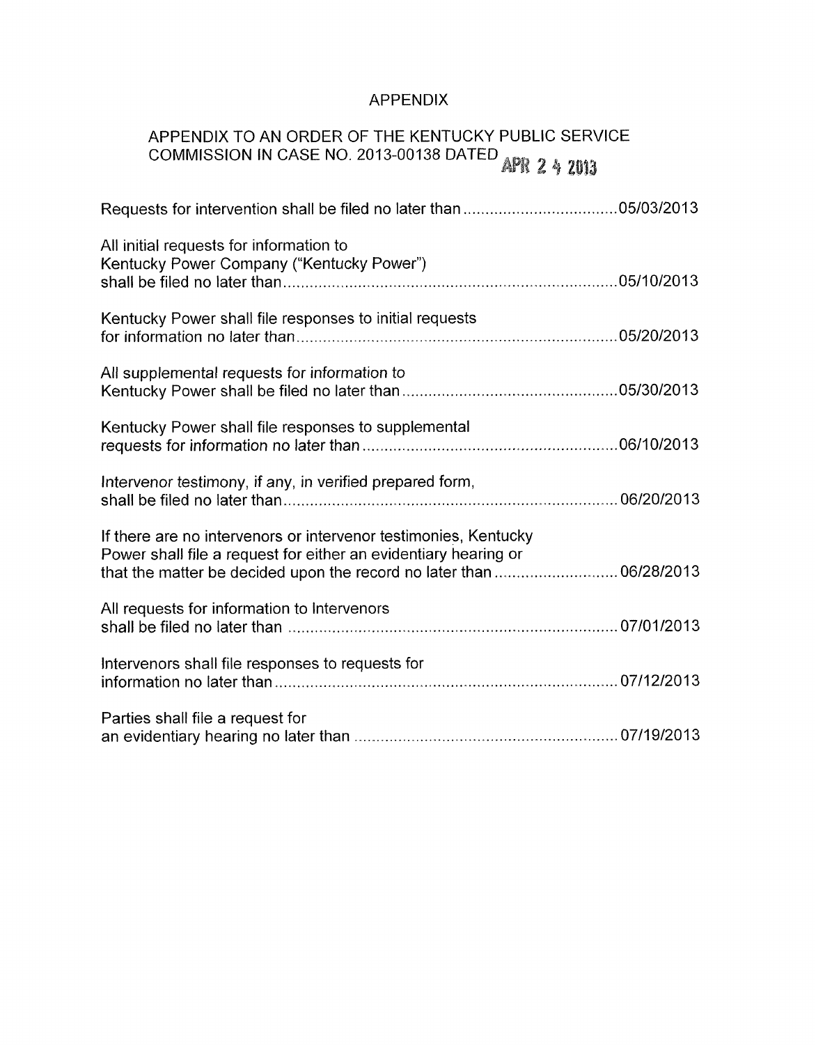# APPENDIX

## APPENDIX TO AN ORDER OF THE KENTUCKY PUBLIC SERVICE COMMISSION IN CASE NO. 2013-00138 DATED APR 24 2013

Requests for intervention shall be filed no later than ..................................05/03/2013

All initial requests for information to Kentucky Power Company ("Kentucky Power") shall be filed no later than..........................................................................05/10/2013

Kentucky Power shall file responses to initial requests for information no later than.......................................................................05/20/2013

All supplemental requests for information to Kentucky Power shall be filed no later than................................................05/30/2013

Kentucky Power shall file responses to supplemental requests for information no later than .........................................................06/10/2013

Intervenor testimony, if any, in verified prepared form, shall be filed no later than..........................................................................06/20/2013

If there are no intervenors or intervenor testimonies, Kentucky Power shall file a request for either an evidentiary hearing or that the matter be decided upon the record no later than ...........................06/28/2013

All requests for information to Intervenors shall be filed no later than ..........................................................................07/01/2013

Intervenors shall file responses to requests for information no later than............................................................................07/12/2013

Parties shall file a request for an evidentiary hearing no later than ...........................................................07/19/2013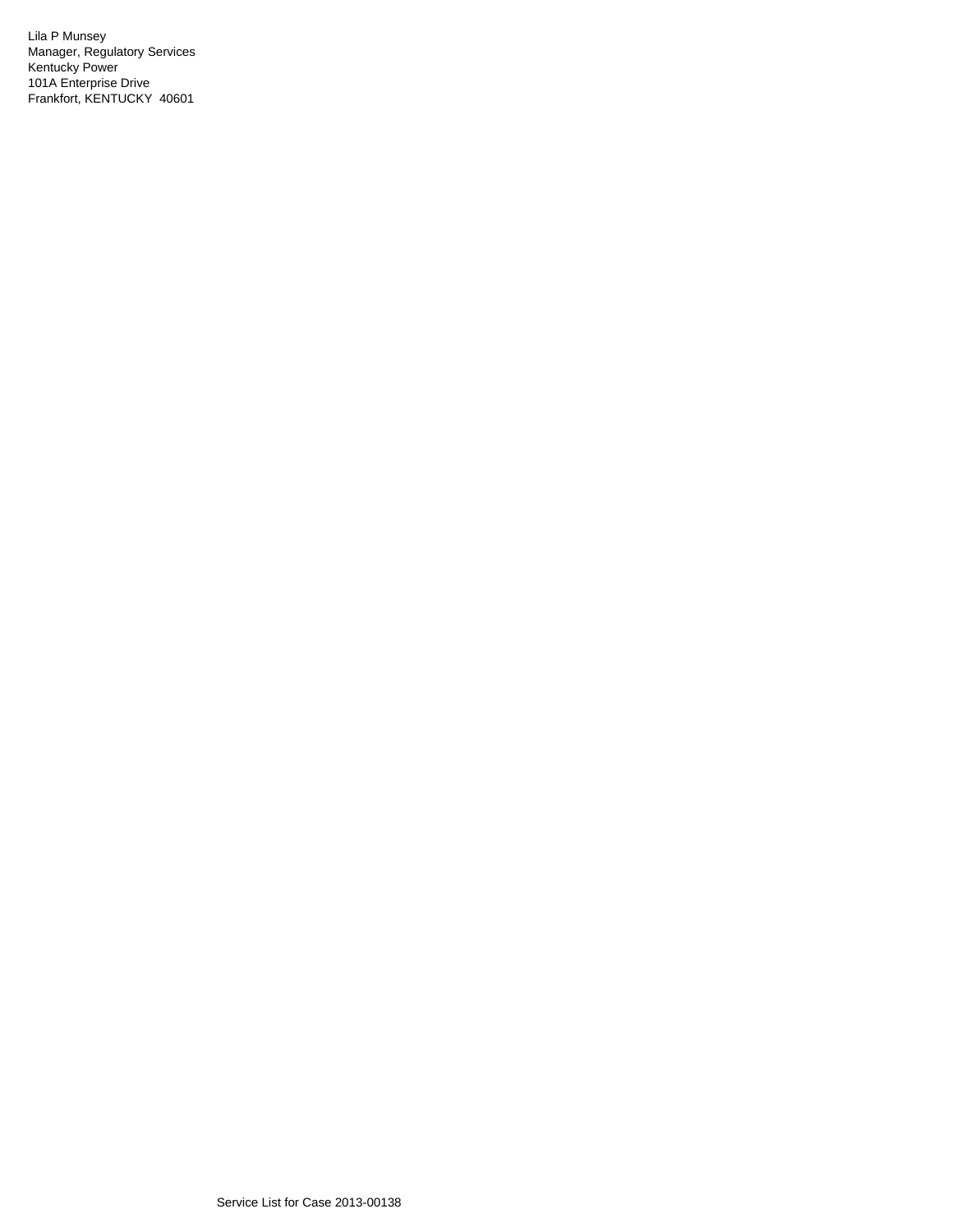Lila P Munsey
Manager, Regulatory Services
Kentucky Power
101A Enterprise Drive
Frankfort, KENTUCKY  40601